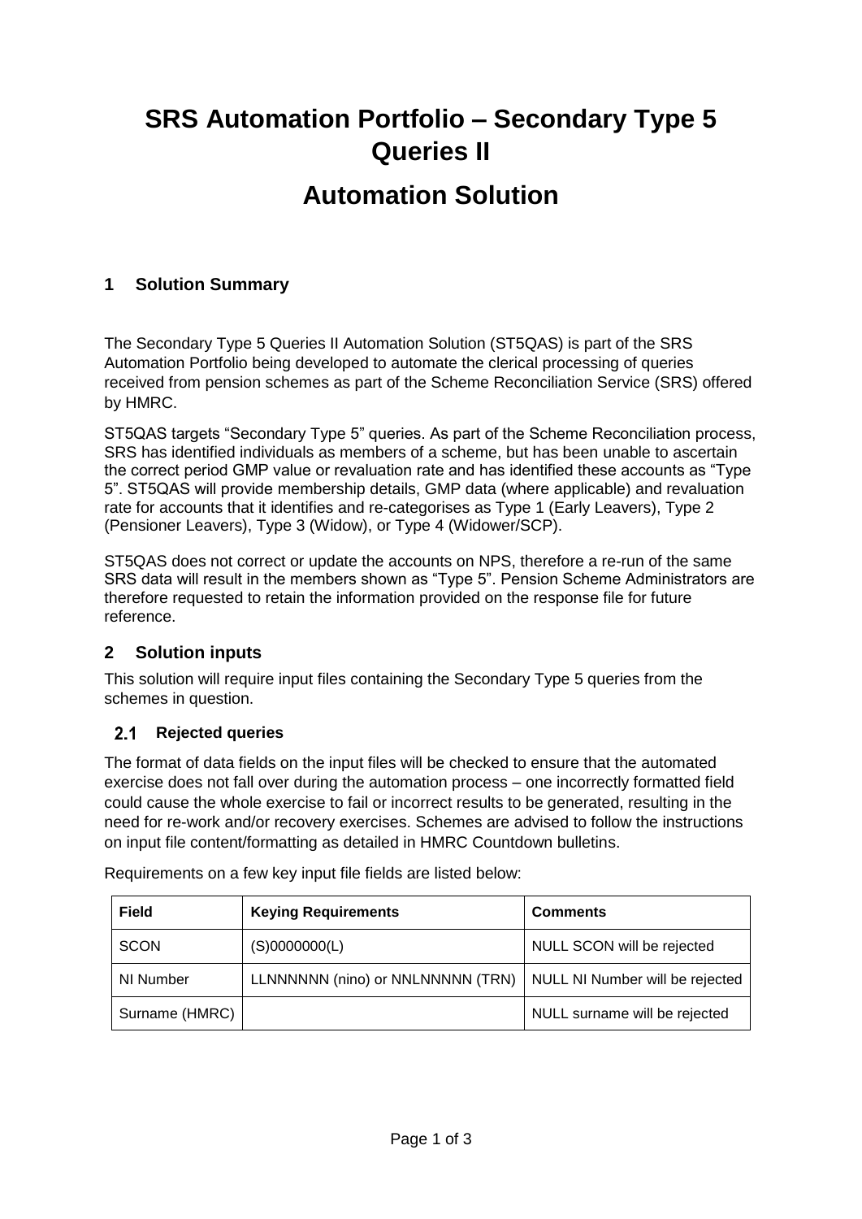# SRS Automation Portfolio – Secondary Type 5 Queries II

# Automation Solution

## 1 Solution Summary

The Secondary Type 5 Queries II Automation Solution (ST5QAS) is part of the SRS Automation Portfolio being developed to automate the clerical processing of queries received from pension schemes as part of the Scheme Reconciliation Service (SRS) offered by HMRC.

ST5QAS targets "Secondary Type 5" queries. As part of the Scheme Reconciliation process, SRS has identified individuals as members of a scheme, but has been unable to ascertain the correct period GMP value or revaluation rate and has identified these accounts as "Type 5". ST5QAS will provide membership details, GMP data (where applicable) and revaluation rate for accounts that it identifies and re-categorises as Type 1 (Early Leavers), Type 2 (Pensioner Leavers), Type 3 (Widow), or Type 4 (Widower/SCP).

ST5QAS does not correct or update the accounts on NPS, therefore a re-run of the same SRS data will result in the members shown as "Type 5". Pension Scheme Administrators are therefore requested to retain the information provided on the response file for future reference.

## 2 Solution inputs

This solution will require input files containing the Secondary Type 5 queries from the schemes in question.

### 2.1 Rejected queries

The format of data fields on the input files will be checked to ensure that the automated exercise does not fall over during the automation process – one incorrectly formatted field could cause the whole exercise to fail or incorrect results to be generated, resulting in the need for re-work and/or recovery exercises. Schemes are advised to follow the instructions on input file content/formatting as detailed in HMRC Countdown bulletins.

Requirements on a few key input file fields are listed below:

| Field | Keying Requirements | Comments |
|---|---|---|
| SCON | (S)0000000(L) | NULL SCON will be rejected |
| NI Number | LLNNNNNN (nino) or NNLNNNNN (TRN) | NULL NI Number will be rejected |
| Surname (HMRC) | | NULL surname will be rejected |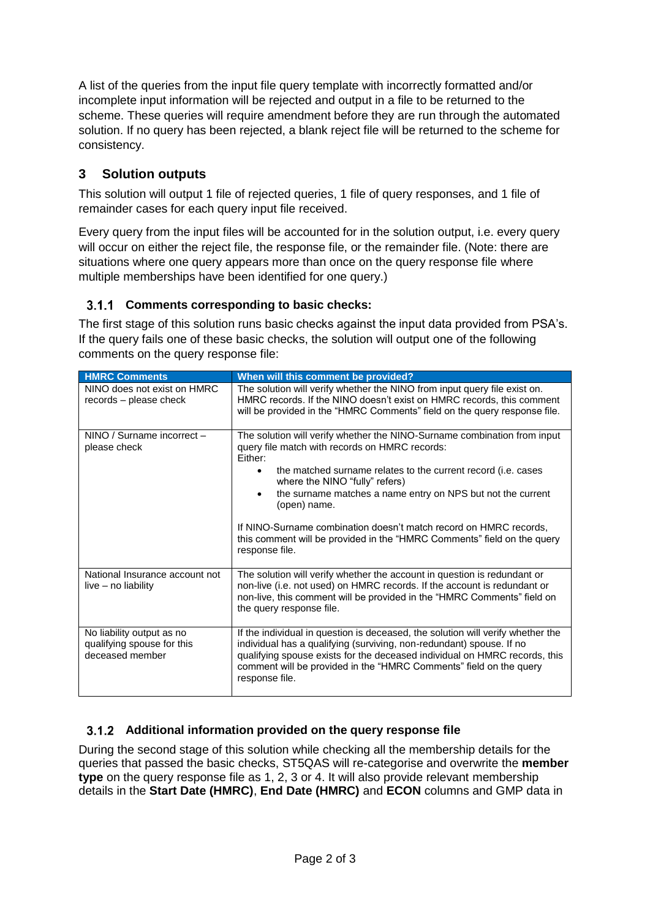A list of the queries from the input file query template with incorrectly formatted and/or incomplete input information will be rejected and output in a file to be returned to the scheme. These queries will require amendment before they are run through the automated solution. If no query has been rejected, a blank reject file will be returned to the scheme for consistency.

## 3 Solution outputs

This solution will output 1 file of rejected queries, 1 file of query responses, and 1 file of remainder cases for each query input file received.

Every query from the input files will be accounted for in the solution output, i.e. every query will occur on either the reject file, the response file, or the remainder file. (Note: there are situations where one query appears more than once on the query response file where multiple memberships have been identified for one query.)

### 3.1.1 Comments corresponding to basic checks:

The first stage of this solution runs basic checks against the input data provided from PSA's. If the query fails one of these basic checks, the solution will output one of the following comments on the query response file:

| HMRC Comments | When will this comment be provided? |
|---|---|
| NINO does not exist on HMRC records – please check | The solution will verify whether the NINO from input query file exist on. HMRC records. If the NINO doesn't exist on HMRC records, this comment will be provided in the "HMRC Comments" field on the query response file. |
| NINO / Surname incorrect – please check | The solution will verify whether the NINO-Surname combination from input query file match with records on HMRC records:<br>Either:<br>• the matched surname relates to the current record (i.e. cases where the NINO "fully" refers)<br>• the surname matches a name entry on NPS but not the current (open) name.<br><br>If NINO-Surname combination doesn't match record on HMRC records, this comment will be provided in the "HMRC Comments" field on the query response file. |
| National Insurance account not live – no liability | The solution will verify whether the account in question is redundant or non-live (i.e. not used) on HMRC records. If the account is redundant or non-live, this comment will be provided in the "HMRC Comments" field on the query response file. |
| No liability output as no qualifying spouse for this deceased member | If the individual in question is deceased, the solution will verify whether the individual has a qualifying (surviving, non-redundant) spouse. If no qualifying spouse exists for the deceased individual on HMRC records, this comment will be provided in the "HMRC Comments" field on the query response file. |

### 3.1.2 Additional information provided on the query response file

During the second stage of this solution while checking all the membership details for the queries that passed the basic checks, ST5QAS will re-categorise and overwrite the **member type** on the query response file as 1, 2, 3 or 4. It will also provide relevant membership details in the **Start Date (HMRC)**, **End Date (HMRC)** and **ECON** columns and GMP data in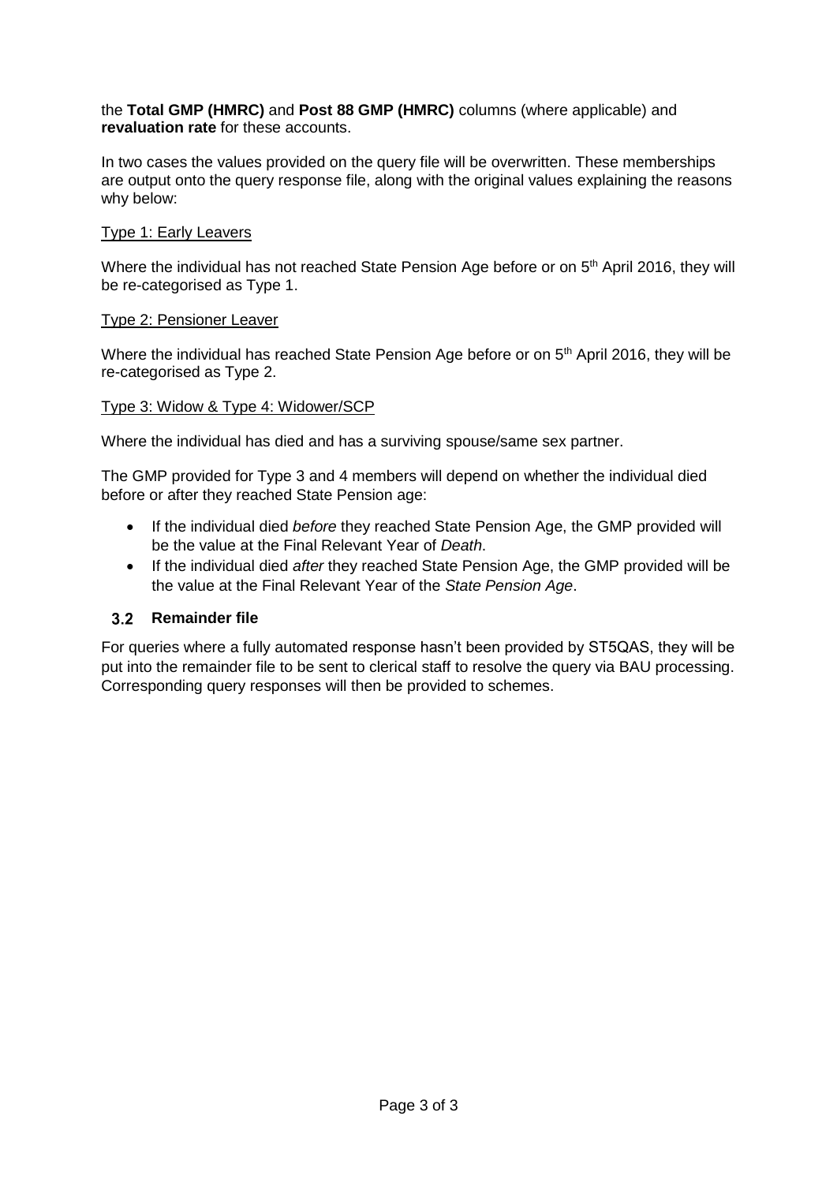the **Total GMP (HMRC)** and **Post 88 GMP (HMRC)** columns (where applicable) and **revaluation rate** for these accounts.

In two cases the values provided on the query file will be overwritten. These memberships are output onto the query response file, along with the original values explaining the reasons why below:

Type 1: Early Leavers

Where the individual has not reached State Pension Age before or on 5th April 2016, they will be re-categorised as Type 1.

Type 2: Pensioner Leaver

Where the individual has reached State Pension Age before or on 5th April 2016, they will be re-categorised as Type 2.

Type 3: Widow & Type 4: Widower/SCP

Where the individual has died and has a surviving spouse/same sex partner.

The GMP provided for Type 3 and 4 members will depend on whether the individual died before or after they reached State Pension age:

- If the individual died *before* they reached State Pension Age, the GMP provided will be the value at the Final Relevant Year of *Death*.
- If the individual died *after* they reached State Pension Age, the GMP provided will be the value at the Final Relevant Year of the *State Pension Age*.

### 3.2 Remainder file

For queries where a fully automated response hasn't been provided by ST5QAS, they will be put into the remainder file to be sent to clerical staff to resolve the query via BAU processing. Corresponding query responses will then be provided to schemes.